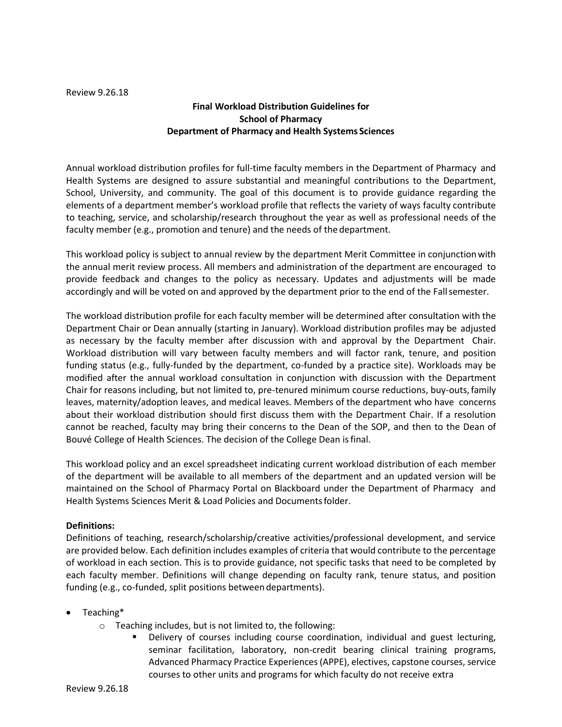**Final Workload Distribution Guidelines for School of Pharmacy Department of Pharmacy and Health Systems Sciences**

Annual workload distribution profiles for full-time faculty members in the Department of Pharmacy and Health Systems are designed to assure substantial and meaningful contributions to the Department, School, University, and community. The goal of this document is to provide guidance regarding the elements of a department member's workload profile that reflects the variety of ways faculty contribute to teaching, service, and scholarship/research throughout the year as well as professional needs of the faculty member (e.g., promotion and tenure) and the needs of the department.

This workload policy is subject to annual review by the department Merit Committee in conjunction with the annual merit review process. All members and administration of the department are encouraged to provide feedback and changes to the policy as necessary. Updates and adjustments will be made accordingly and will be voted on and approved by the department prior to the end of the Fall semester.

The workload distribution profile for each faculty member will be determined after consultation with the Department Chair or Dean annually (starting in January). Workload distribution profiles may be adjusted as necessary by the faculty member after discussion with and approval by the Department Chair. Workload distribution will vary between faculty members and will factor rank, tenure, and position funding status (e.g., fully-funded by the department, co-funded by a practice site). Workloads may be modified after the annual workload consultation in conjunction with discussion with the Department Chair for reasons including, but not limited to, pre-tenured minimum course reductions, buy-outs, family leaves, maternity/adoption leaves, and medical leaves. Members of the department who have concerns about their workload distribution should first discuss them with the Department Chair. If a resolution cannot be reached, faculty may bring their concerns to the Dean of the SOP, and then to the Dean of Bouvé College of Health Sciences. The decision of the College Dean is final.

This workload policy and an excel spreadsheet indicating current workload distribution of each member of the department will be available to all members of the department and an updated version will be maintained on the School of Pharmacy Portal on Blackboard under the Department of Pharmacy and Health Systems Sciences Merit & Load Policies and Documents folder.

**Definitions:**

Definitions of teaching, research/scholarship/creative activities/professional development, and service are provided below. Each definition includes examples of criteria that would contribute to the percentage of workload in each section. This is to provide guidance, not specific tasks that need to be completed by each faculty member. Definitions will change depending on faculty rank, tenure status, and position funding (e.g., co-funded, split positions between departments).

- Teaching*
  - Teaching includes, but is not limited to, the following:
    - Delivery of courses including course coordination, individual and guest lecturing, seminar facilitation, laboratory, non-credit bearing clinical training programs, Advanced Pharmacy Practice Experiences (APPE), electives, capstone courses, service courses to other units and programs for which faculty do not receive extra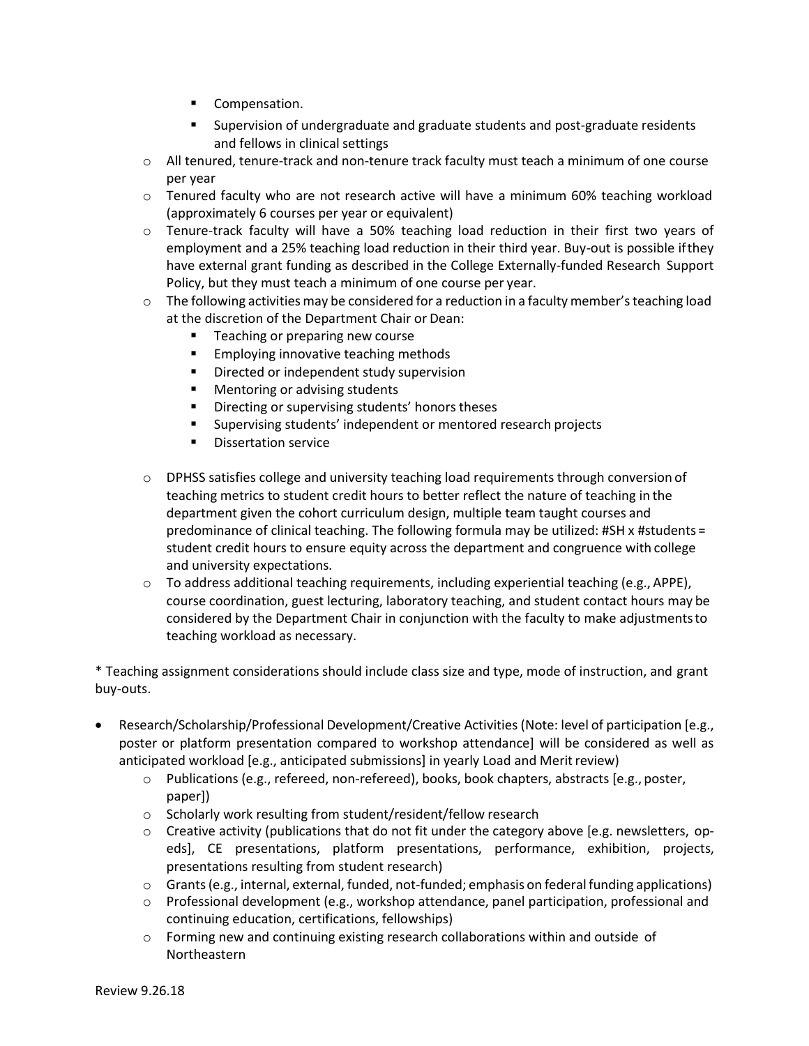- Compensation.
        - Supervision of undergraduate and graduate students and post-graduate residents and fellows in clinical settings
    - All tenured, tenure-track and non-tenure track faculty must teach a minimum of one course per year
    - Tenured faculty who are not research active will have a minimum 60% teaching workload (approximately 6 courses per year or equivalent)
    - Tenure-track faculty will have a 50% teaching load reduction in their first two years of employment and a 25% teaching load reduction in their third year. Buy-out is possible if they have external grant funding as described in the College Externally-funded Research Support Policy, but they must teach a minimum of one course per year.
    - The following activities may be considered for a reduction in a faculty member's teaching load at the discretion of the Department Chair or Dean:
        - Teaching or preparing new course
        - Employing innovative teaching methods
        - Directed or independent study supervision
        - Mentoring or advising students
        - Directing or supervising students' honors theses
        - Supervising students' independent or mentored research projects
        - Dissertation service
    - DPHSS satisfies college and university teaching load requirements through conversion of teaching metrics to student credit hours to better reflect the nature of teaching in the department given the cohort curriculum design, multiple team taught courses and predominance of clinical teaching. The following formula may be utilized: #SH x #students = student credit hours to ensure equity across the department and congruence with college and university expectations.
    - To address additional teaching requirements, including experiential teaching (e.g., APPE), course coordination, guest lecturing, laboratory teaching, and student contact hours may be considered by the Department Chair in conjunction with the faculty to make adjustments to teaching workload as necessary.

* Teaching assignment considerations should include class size and type, mode of instruction, and grant buy-outs.

- Research/Scholarship/Professional Development/Creative Activities (Note: level of participation [e.g., poster or platform presentation compared to workshop attendance] will be considered as well as anticipated workload [e.g., anticipated submissions] in yearly Load and Merit review)
    - Publications (e.g., refereed, non-refereed), books, book chapters, abstracts [e.g., poster, paper])
    - Scholarly work resulting from student/resident/fellow research
    - Creative activity (publications that do not fit under the category above [e.g. newsletters, op-eds], CE presentations, platform presentations, performance, exhibition, projects, presentations resulting from student research)
    - Grants (e.g., internal, external, funded, not-funded; emphasis on federal funding applications)
    - Professional development (e.g., workshop attendance, panel participation, professional and continuing education, certifications, fellowships)
    - Forming new and continuing existing research collaborations within and outside of Northeastern

Review 9.26.18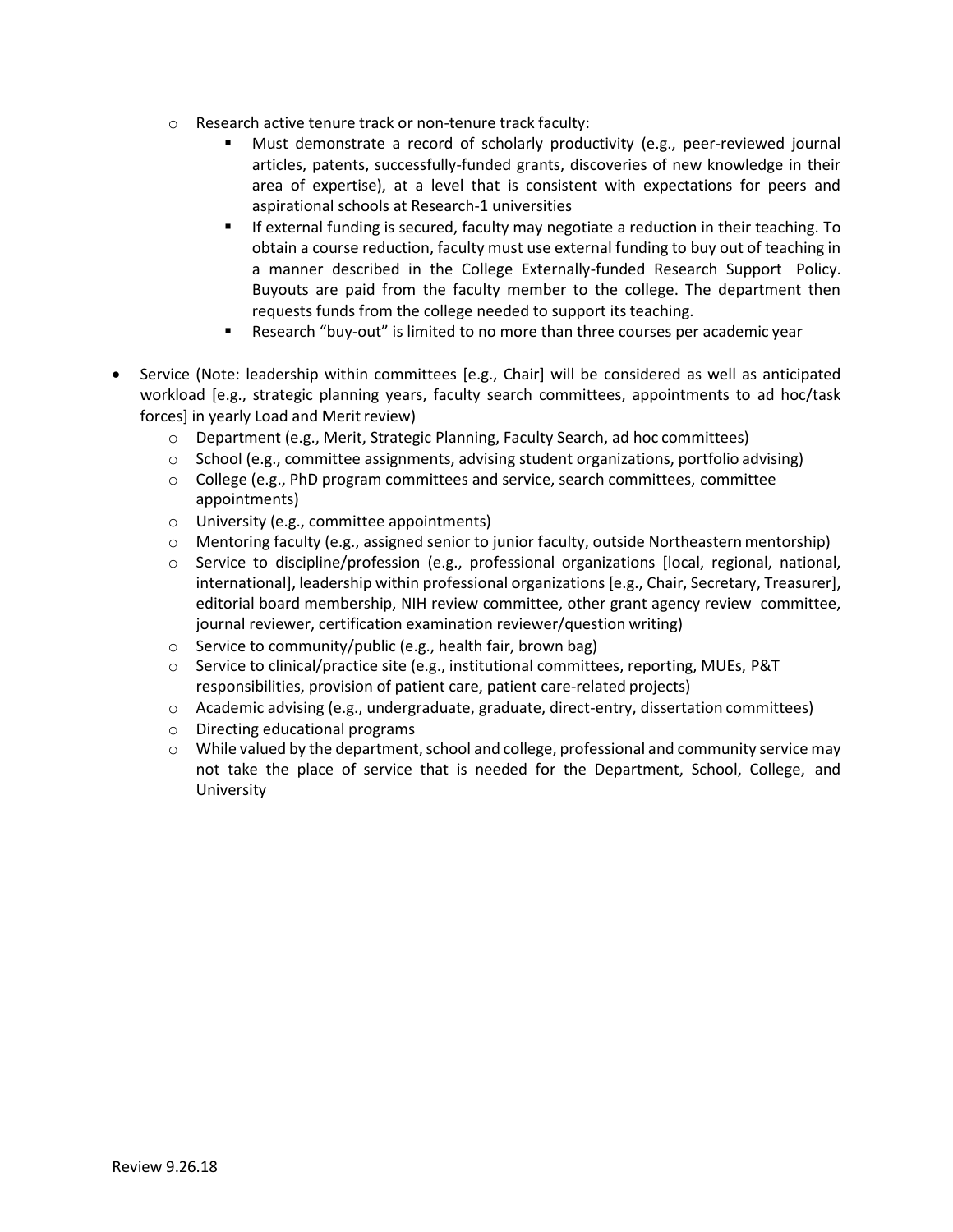- Research active tenure track or non-tenure track faculty:
  - Must demonstrate a record of scholarly productivity (e.g., peer-reviewed journal articles, patents, successfully-funded grants, discoveries of new knowledge in their area of expertise), at a level that is consistent with expectations for peers and aspirational schools at Research-1 universities
  - If external funding is secured, faculty may negotiate a reduction in their teaching. To obtain a course reduction, faculty must use external funding to buy out of teaching in a manner described in the College Externally-funded Research Support Policy. Buyouts are paid from the faculty member to the college. The department then requests funds from the college needed to support its teaching.
  - Research "buy-out" is limited to no more than three courses per academic year

- Service (Note: leadership within committees [e.g., Chair] will be considered as well as anticipated workload [e.g., strategic planning years, faculty search committees, appointments to ad hoc/task forces] in yearly Load and Merit review)
  - Department (e.g., Merit, Strategic Planning, Faculty Search, ad hoc committees)
  - School (e.g., committee assignments, advising student organizations, portfolio advising)
  - College (e.g., PhD program committees and service, search committees, committee appointments)
  - University (e.g., committee appointments)
  - Mentoring faculty (e.g., assigned senior to junior faculty, outside Northeastern mentorship)
  - Service to discipline/profession (e.g., professional organizations [local, regional, national, international], leadership within professional organizations [e.g., Chair, Secretary, Treasurer], editorial board membership, NIH review committee, other grant agency review committee, journal reviewer, certification examination reviewer/question writing)
  - Service to community/public (e.g., health fair, brown bag)
  - Service to clinical/practice site (e.g., institutional committees, reporting, MUEs, P&T responsibilities, provision of patient care, patient care-related projects)
  - Academic advising (e.g., undergraduate, graduate, direct-entry, dissertation committees)
  - Directing educational programs
  - While valued by the department, school and college, professional and community service may not take the place of service that is needed for the Department, School, College, and University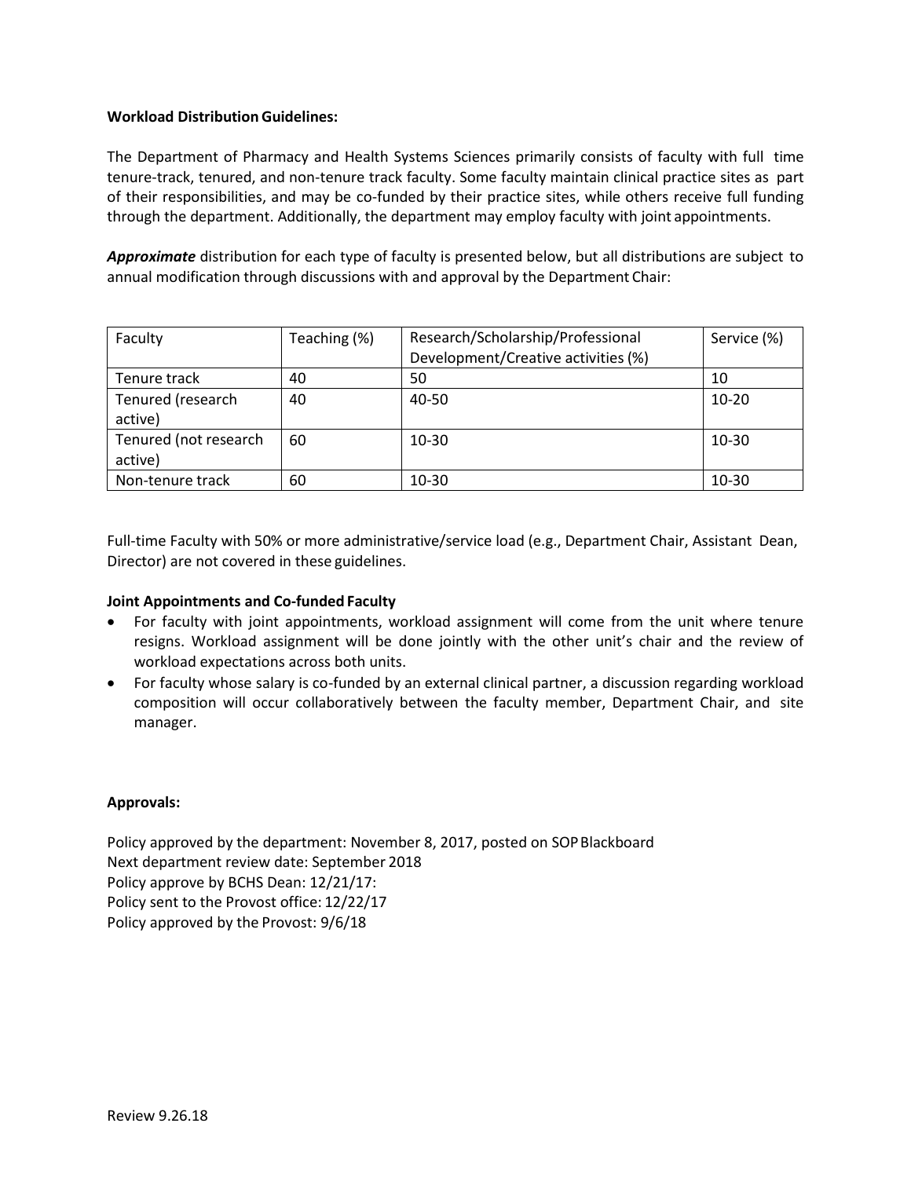**Workload Distribution Guidelines:**

The Department of Pharmacy and Health Systems Sciences primarily consists of faculty with full time tenure-track, tenured, and non-tenure track faculty. Some faculty maintain clinical practice sites as part of their responsibilities, and may be co-funded by their practice sites, while others receive full funding through the department. Additionally, the department may employ faculty with joint appointments.

***Approximate*** distribution for each type of faculty is presented below, but all distributions are subject to annual modification through discussions with and approval by the Department Chair:

| Faculty | Teaching (%) | Research/Scholarship/Professional Development/Creative activities (%) | Service (%) |
|---|---|---|---|
| Tenure track | 40 | 50 | 10 |
| Tenured (research active) | 40 | 40-50 | 10-20 |
| Tenured (not research active) | 60 | 10-30 | 10-30 |
| Non-tenure track | 60 | 10-30 | 10-30 |

Full-time Faculty with 50% or more administrative/service load (e.g., Department Chair, Assistant Dean, Director) are not covered in these guidelines.

**Joint Appointments and Co-funded Faculty**

- For faculty with joint appointments, workload assignment will come from the unit where tenure resigns. Workload assignment will be done jointly with the other unit's chair and the review of workload expectations across both units.
- For faculty whose salary is co-funded by an external clinical partner, a discussion regarding workload composition will occur collaboratively between the faculty member, Department Chair, and site manager.

**Approvals:**

Policy approved by the department: November 8, 2017, posted on SOP Blackboard
Next department review date: September 2018
Policy approve by BCHS Dean: 12/21/17:
Policy sent to the Provost office: 12/22/17
Policy approved by the Provost: 9/6/18

Review 9.26.18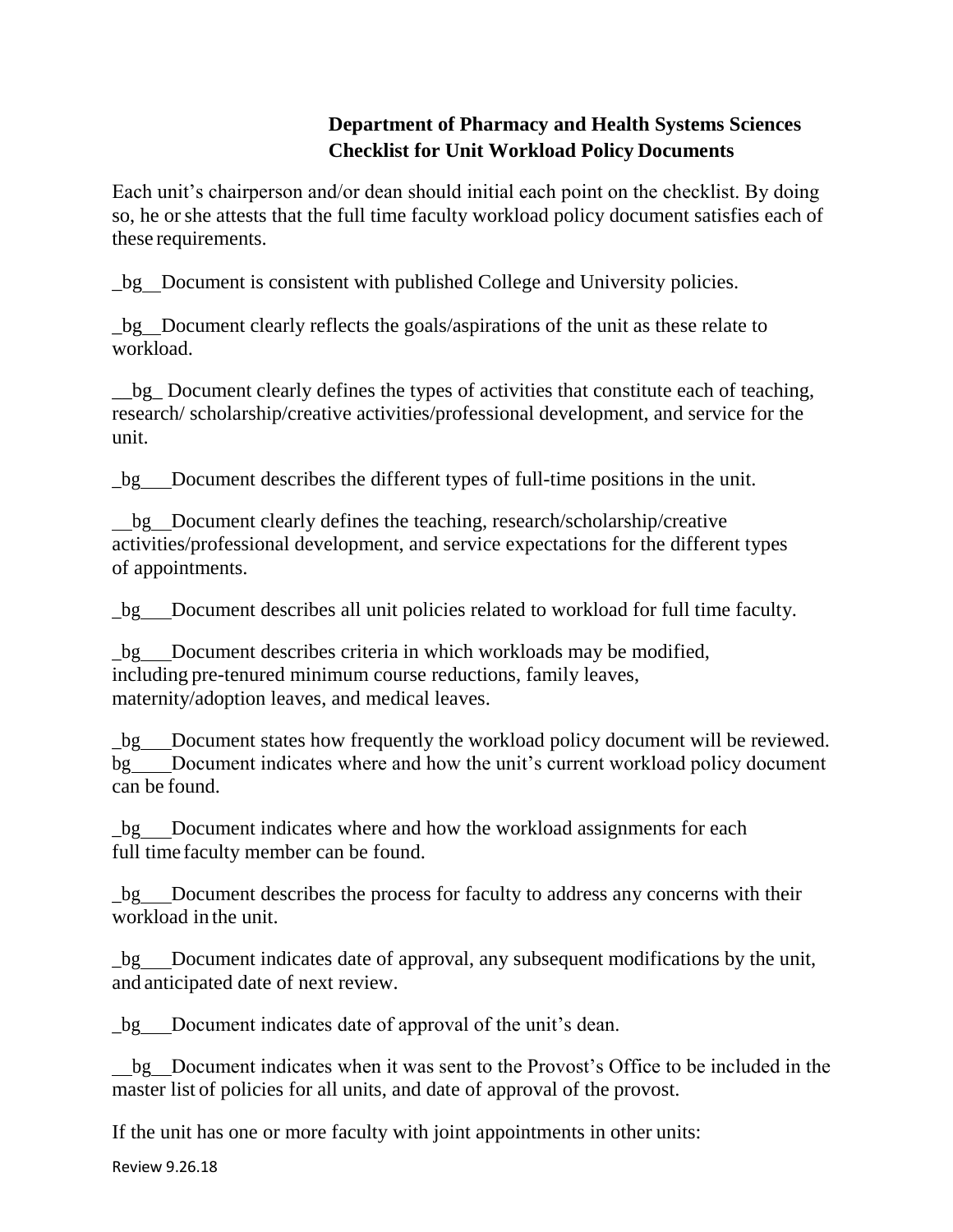**Department of Pharmacy and Health Systems Sciences**
**Checklist for Unit Workload Policy Documents**

Each unit's chairperson and/or dean should initial each point on the checklist. By doing so, he or she attests that the full time faculty workload policy document satisfies each of these requirements.

_bg__Document is consistent with published College and University policies.

_bg__Document clearly reflects the goals/aspirations of the unit as these relate to workload.

__bg_ Document clearly defines the types of activities that constitute each of teaching, research/ scholarship/creative activities/professional development, and service for the unit.

_bg___Document describes the different types of full-time positions in the unit.

__bg__Document clearly defines the teaching, research/scholarship/creative activities/professional development, and service expectations for the different types of appointments.

_bg___Document describes all unit policies related to workload for full time faculty.

_bg___Document describes criteria in which workloads may be modified, including pre-tenured minimum course reductions, family leaves, maternity/adoption leaves, and medical leaves.

_bg___Document states how frequently the workload policy document will be reviewed.
bg____Document indicates where and how the unit's current workload policy document can be found.

_bg___Document indicates where and how the workload assignments for each full time faculty member can be found.

_bg___Document describes the process for faculty to address any concerns with their workload in the unit.

_bg___Document indicates date of approval, any subsequent modifications by the unit, and anticipated date of next review.

_bg___Document indicates date of approval of the unit's dean.

__bg__Document indicates when it was sent to the Provost's Office to be included in the master list of policies for all units, and date of approval of the provost.

If the unit has one or more faculty with joint appointments in other units:

Review 9.26.18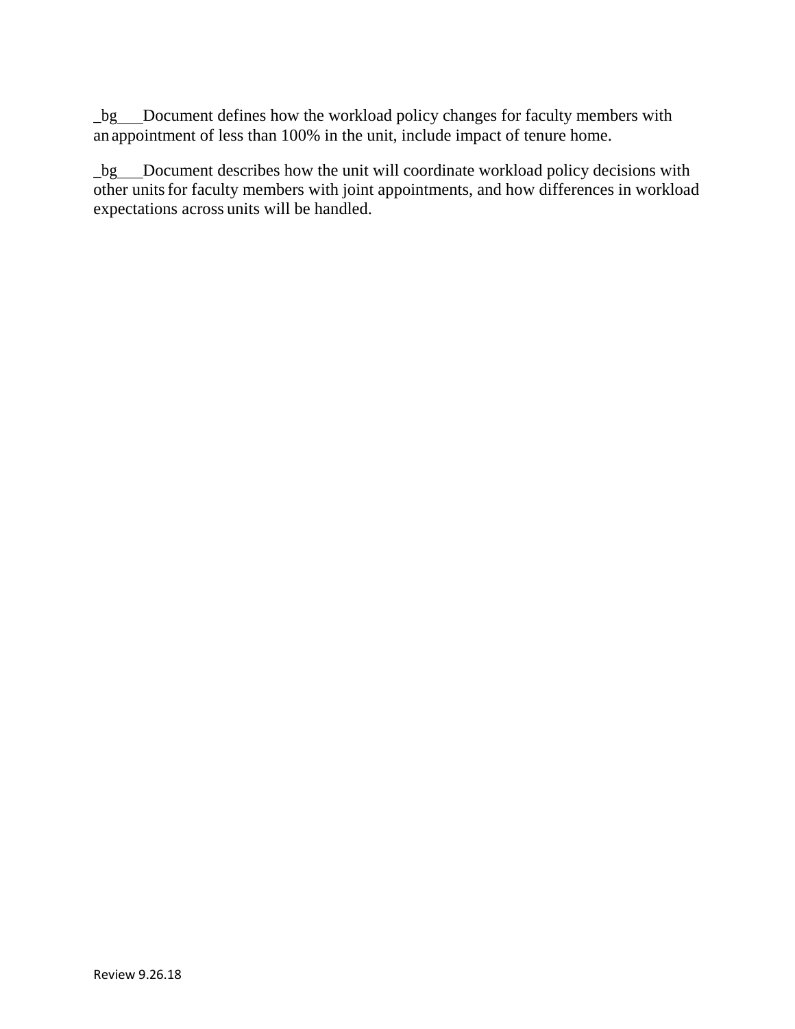_bg___Document defines how the workload policy changes for faculty members with an appointment of less than 100% in the unit, include impact of tenure home.

_bg___Document describes how the unit will coordinate workload policy decisions with other units for faculty members with joint appointments, and how differences in workload expectations across units will be handled.

Review 9.26.18